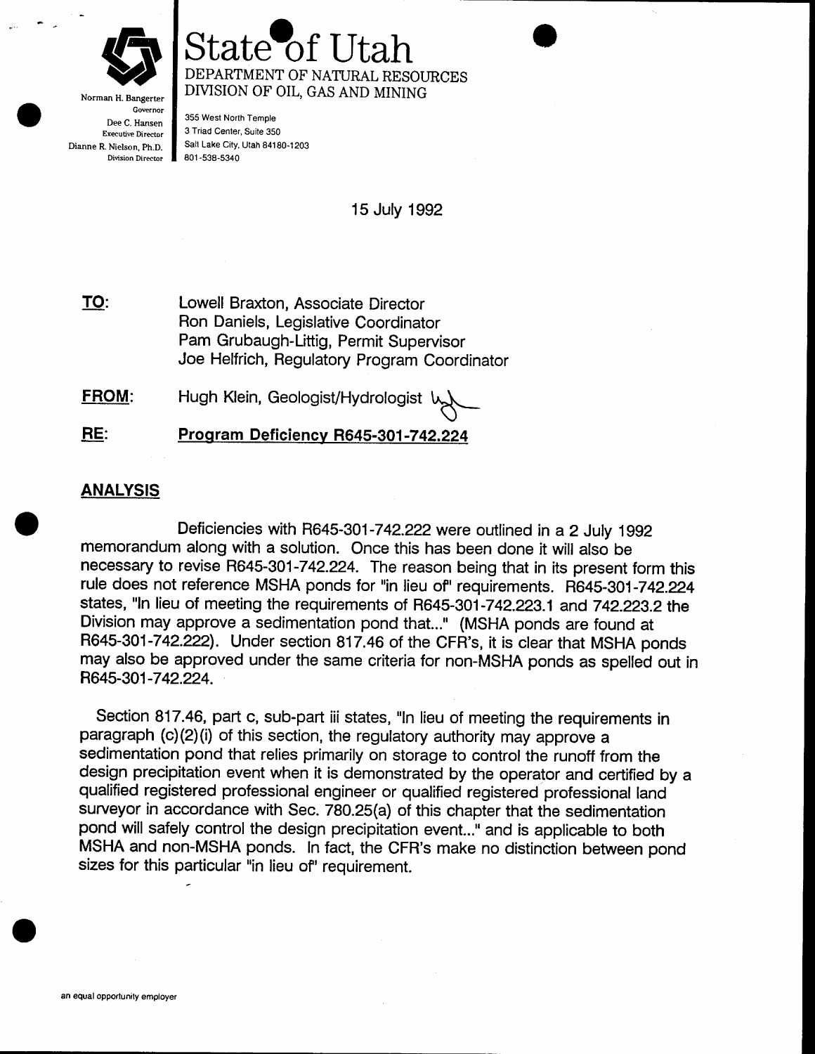# State of Utah

DEPARTMENT OF NATURAL RESOURCES
DIVISION OF OIL, GAS AND MINING

Norman H. Bangerter
Governor
Dee C. Hansen
Executive Director
Dianne R. Nielson, Ph.D.
Division Director

355 West North Temple
3 Triad Center, Suite 350
Salt Lake City, Utah 84180-1203
801-538-5340

15 July 1992

**TO:** Lowell Braxton, Associate Director
Ron Daniels, Legislative Coordinator
Pam Grubaugh-Littig, Permit Supervisor
Joe Helfrich, Regulatory Program Coordinator

**FROM:** Hugh Klein, Geologist/Hydrologist

**RE:** **Program Deficiency R645-301-742.224**

## ANALYSIS

Deficiencies with R645-301-742.222 were outlined in a 2 July 1992 memorandum along with a solution. Once this has been done it will also be necessary to revise R645-301-742.224. The reason being that in its present form this rule does not reference MSHA ponds for "in lieu of" requirements. R645-301-742.224 states, "In lieu of meeting the requirements of R645-301-742.223.1 and 742.223.2 the Division may approve a sedimentation pond that..." (MSHA ponds are found at R645-301-742.222). Under section 817.46 of the CFR's, it is clear that MSHA ponds may also be approved under the same criteria for non-MSHA ponds as spelled out in R645-301-742.224.

Section 817.46, part c, sub-part iii states, "In lieu of meeting the requirements in paragraph (c)(2)(i) of this section, the regulatory authority may approve a sedimentation pond that relies primarily on storage to control the runoff from the design precipitation event when it is demonstrated by the operator and certified by a qualified registered professional engineer or qualified registered professional land surveyor in accordance with Sec. 780.25(a) of this chapter that the sedimentation pond will safely control the design precipitation event..." and is applicable to both MSHA and non-MSHA ponds. In fact, the CFR's make no distinction between pond sizes for this particular "in lieu of" requirement.

an equal opportunity employer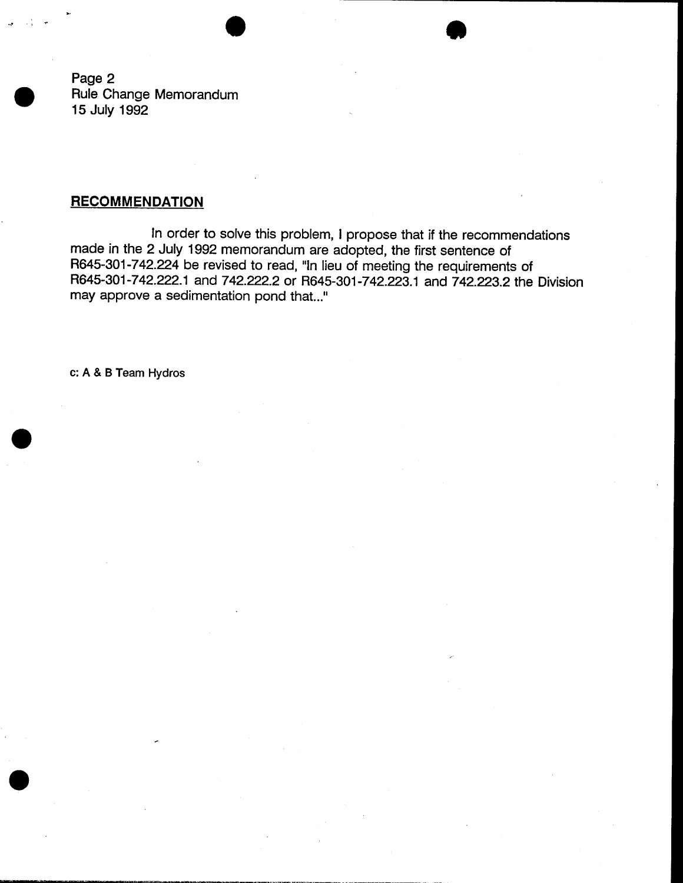## RECOMMENDATION

In order to solve this problem, I propose that if the recommendations made in the 2 July 1992 memorandum are adopted, the first sentence of R645-301-742.224 be revised to read, "In lieu of meeting the requirements of R645-301-742.222.1 and 742.222.2 or R645-301-742.223.1 and 742.223.2 the Division may approve a sedimentation pond that..."

c: A & B Team Hydros